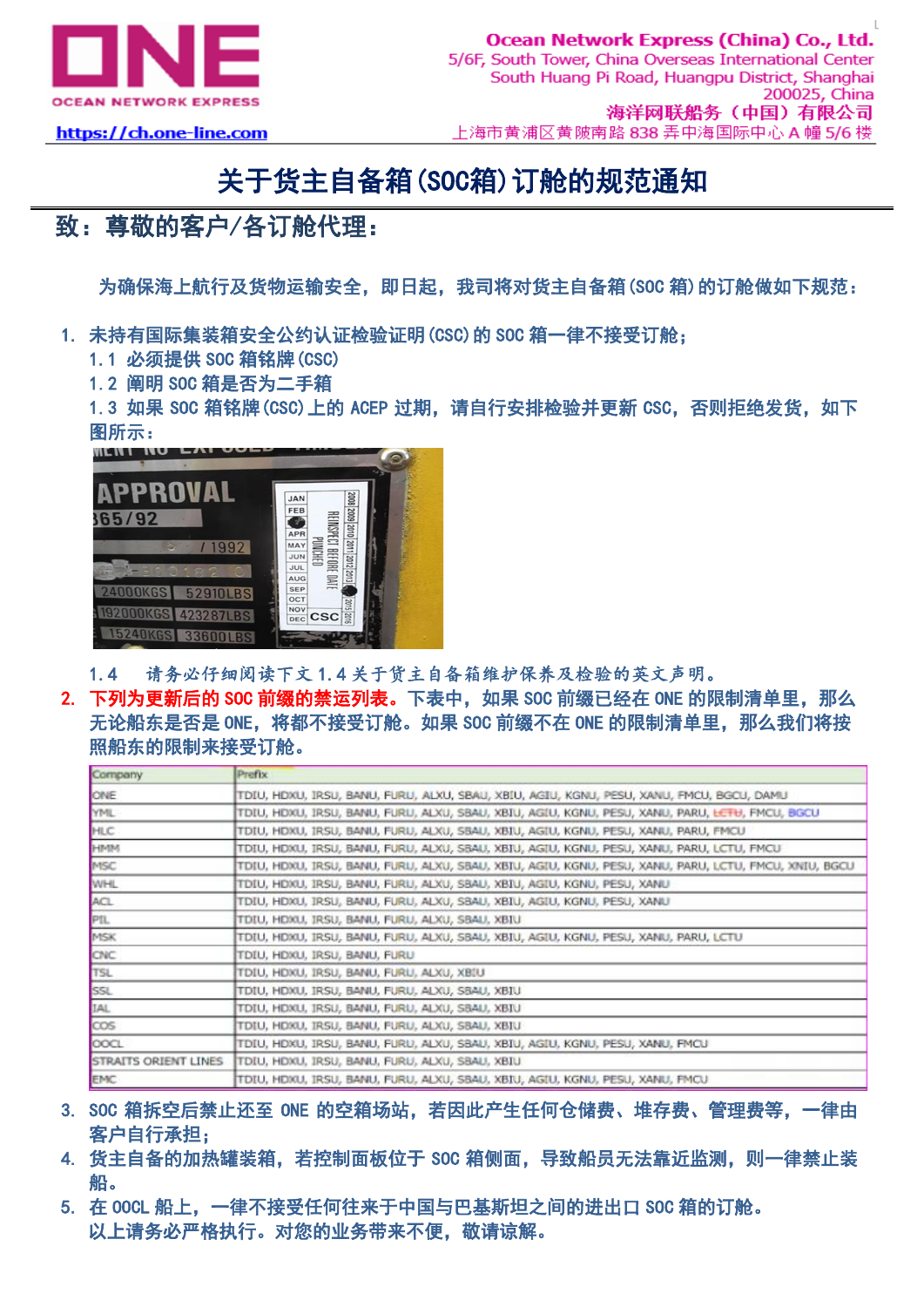Ocean Network Express (China) Co., Ltd.
5/6F, South Tower, China Overseas International Center
South Huang Pi Road, Huangpu District, Shanghai
200025, China
海洋网联船务（中国）有限公司
上海市黄浦区黄陂南路 838 弄中海国际中心 A 幢 5/6 楼

https://ch.one-line.com

# 关于货主自备箱(SOC箱)订舱的规范通知

## 致：尊敬的客户/各订舱代理：

为确保海上航行及货物运输安全，即日起，我司将对货主自备箱(SOC 箱)的订舱做如下规范：

1. 未持有国际集装箱安全公约认证检验证明(CSC)的 SOC 箱一律不接受订舱；
   - 1.1 必须提供 SOC 箱铭牌(CSC)
   - 1.2 阐明 SOC 箱是否为二手箱
   - 1.3 如果 SOC 箱铭牌(CSC)上的 ACEP 过期，请自行安排检验并更新 CSC，否则拒绝发货，如下图所示：
   - 1.4 请务必仔细阅读下文 1.4 关于货主自备箱维护保养及检验的英文声明。
2. **下列为更新后的 SOC 前缀的禁运列表。**下表中，如果 SOC 前缀已经在 ONE 的限制清单里，那么无论船东是否是 ONE，将都不接受订舱。如果 SOC 前缀不在 ONE 的限制清单里，那么我们将按照船东的限制来接受订舱。

| Company | Prefix |
|---|---|
| ONE | TDIU, HDXU, IRSU, BANU, FURU, ALXU, SBAU, XBIU, AGIU, KGNU, PESU, XANU, FMCU, BGCU, DAMU |
| YML | TDIU, HDXU, IRSU, BANU, FURU, ALXU, SBAU, XBIU, AGIU, KGNU, PESU, XANU, PARU, ~~LCTU~~, FMCU, BGCU |
| HLC | TDIU, HDXU, IRSU, BANU, FURU, ALXU, SBAU, XBIU, AGIU, KGNU, PESU, XANU, PARU, FMCU |
| HMM | TDIU, HDXU, IRSU, BANU, FURU, ALXU, SBAU, XBIU, AGIU, KGNU, PESU, XANU, PARU, LCTU, FMCU |
| MSC | TDIU, HDXU, IRSU, BANU, FURU, ALXU, SBAU, XBIU, AGIU, KGNU, PESU, XANU, PARU, LCTU, FMCU, XNIU, BGCU |
| WHL | TDIU, HDXU, IRSU, BANU, FURU, ALXU, SBAU, XBIU, AGIU, KGNU, PESU, XANU |
| ACL | TDIU, HDXU, IRSU, BANU, FURU, ALXU, SBAU, XBIU, AGIU, KGNU, PESU, XANU |
| PIL | TDIU, HDXU, IRSU, BANU, FURU, ALXU, SBAU, XBIU |
| MSK | TDIU, HDXU, IRSU, BANU, FURU, ALXU, SBAU, XBIU, AGIU, KGNU, PESU, XANU, PARU, LCTU |
| CNC | TDIU, HDXU, IRSU, BANU, FURU |
| TSL | TDIU, HDXU, IRSU, BANU, FURU, ALXU, XBIU |
| SSL | TDIU, HDXU, IRSU, BANU, FURU, ALXU, SBAU, XBIU |
| IAL | TDIU, HDXU, IRSU, BANU, FURU, ALXU, SBAU, XBIU |
| COS | TDIU, HDXU, IRSU, BANU, FURU, ALXU, SBAU, XBIU |
| OOCL | TDIU, HDXU, IRSU, BANU, FURU, ALXU, SBAU, XBIU, AGIU, KGNU, PESU, XANU, FMCU |
| STRAITS ORIENT LINES | TDIU, HDXU, IRSU, BANU, FURU, ALXU, SBAU, XBIU |
| EMC | TDIU, HDXU, IRSU, BANU, FURU, ALXU, SBAU, XBIU, AGIU, KGNU, PESU, XANU, FMCU |

3. SOC 箱拆空后禁止还至 ONE 的空箱场站，若因此产生任何仓储费、堆存费、管理费等，一律由客户自行承担；
4. 货主自备的加热罐装箱，若控制面板位于 SOC 箱侧面，导致船员无法靠近监测，则一律禁止装船。
5. 在 OOCL 船上，一律不接受任何往来于中国与巴基斯坦之间的进出口 SOC 箱的订舱。

以上请务必严格执行。对您的业务带来不便，敬请谅解。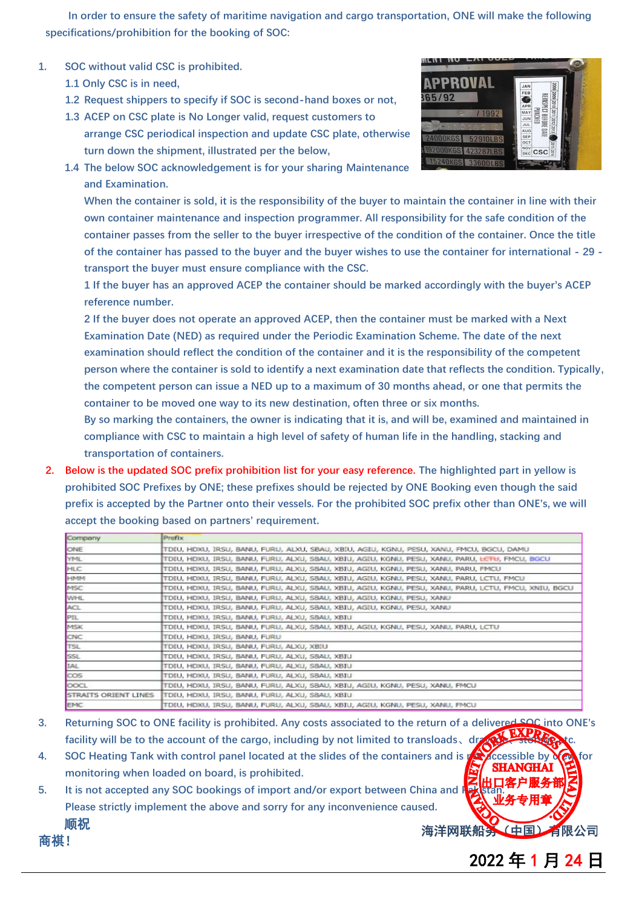In order to ensure the safety of maritime navigation and cargo transportation, ONE will make the following specifications/prohibition for the booking of SOC:

1. SOC without valid CSC is prohibited.
   1.1 Only CSC is in need,
   1.2 Request shippers to specify if SOC is second-hand boxes or not,
   1.3 ACEP on CSC plate is No Longer valid, request customers to arrange CSC periodical inspection and update CSC plate, otherwise turn down the shipment, illustrated per the below,
   1.4 The below SOC acknowledgement is for your sharing Maintenance and Examination.

   When the container is sold, it is the responsibility of the buyer to maintain the container in line with their own container maintenance and inspection programmer. All responsibility for the safe condition of the container passes from the seller to the buyer irrespective of the condition of the container. Once the title of the container has passed to the buyer and the buyer wishes to use the container for international - 29 - transport the buyer must ensure compliance with the CSC.

   1 If the buyer has an approved ACEP the container should be marked accordingly with the buyer's ACEP reference number.

   2 If the buyer does not operate an approved ACEP, then the container must be marked with a Next Examination Date (NED) as required under the Periodic Examination Scheme. The date of the next examination should reflect the condition of the container and it is the responsibility of the competent person where the container is sold to identify a next examination date that reflects the condition. Typically, the competent person can issue a NED up to a maximum of 30 months ahead, or one that permits the container to be moved one way to its new destination, often three or six months.

   By so marking the containers, the owner is indicating that it is, and will be, examined and maintained in compliance with CSC to maintain a high level of safety of human life in the handling, stacking and transportation of containers.

2. Below is the updated SOC prefix prohibition list for your easy reference. The highlighted part in yellow is prohibited SOC Prefixes by ONE; these prefixes should be rejected by ONE Booking even though the said prefix is accepted by the Partner onto their vessels. For the prohibited SOC prefix other than ONE's, we will accept the booking based on partners' requirement.

| Company | Prefix |
|---|---|
| ONE | TDIU, HDXU, IRSU, BANU, FURU, ALXU, SBAU, XBIU, AGIU, KGNU, PESU, XANU, FMCU, BGCU, DAMU |
| YML | TDIU, HDXU, IRSU, BANU, FURU, ALXU, SBAU, XBIU, AGIU, KGNU, PESU, XANU, PARU, LCTU, FMCU, BGCU |
| HLC | TDIU, HDXU, IRSU, BANU, FURU, ALXU, SBAU, XBIU, AGIU, KGNU, PESU, XANU, PARU, FMCU |
| HMM | TDIU, HDXU, IRSU, BANU, FURU, ALXU, SBAU, XBIU, AGIU, KGNU, PESU, XANU, PARU, LCTU, FMCU |
| MSC | TDIU, HDXU, IRSU, BANU, FURU, ALXU, SBAU, XBIU, AGIU, KGNU, PESU, XANU, PARU, LCTU, FMCU, XNIU, BGCU |
| WHL | TDIU, HDXU, IRSU, BANU, FURU, ALXU, SBAU, XBIU, AGIU, KGNU, PESU, XANU |
| ACL | TDIU, HDXU, IRSU, BANU, FURU, ALXU, SBAU, XBIU, AGIU, KGNU, PESU, XANU |
| PIL | TDIU, HDXU, IRSU, BANU, FURU, ALXU, SBAU, XBIU |
| MSK | TDIU, HDXU, IRSU, BANU, FURU, ALXU, SBAU, XBIU, AGIU, KGNU, PESU, XANU, PARU, LCTU |
| CNC | TDIU, HDXU, IRSU, BANU, FURU |
| TSL | TDIU, HDXU, IRSU, BANU, FURU, ALXU, XBIU |
| SSL | TDIU, HDXU, IRSU, BANU, FURU, ALXU, SBAU, XBIU |
| IAL | TDIU, HDXU, IRSU, BANU, FURU, ALXU, SBAU, XBIU |
| COS | TDIU, HDXU, IRSU, BANU, FURU, ALXU, SBAU, XBIU |
| OOCL | TDIU, HDXU, IRSU, BANU, FURU, ALXU, SBAU, XBIU, AGIU, KGNU, PESU, XANU, FMCU |
| STRAITS ORIENT LINES | TDIU, HDXU, IRSU, BANU, FURU, ALXU, SBAU, XBIU |
| EMC | TDIU, HDXU, IRSU, BANU, FURU, ALXU, SBAU, XBIU, AGIU, KGNU, PESU, XANU, FMCU |

3. Returning SOC to ONE facility is prohibited. Any costs associated to the return of a delivered SOC into ONE's facility will be to the account of the cargo, including by not limited to transloads、drayage, storage etc.
4. SOC Heating Tank with control panel located at the slides of the containers and is not accessible by crew for monitoring when loaded on board, is prohibited.
5. It is not accepted any SOC bookings of import and/or export between China and Pakistan.

Please strictly implement the above and sorry for any inconvenience caused.

顺祝

商祺!

海洋网联船务（中国）有限公司

2022 年 1 月 24 日